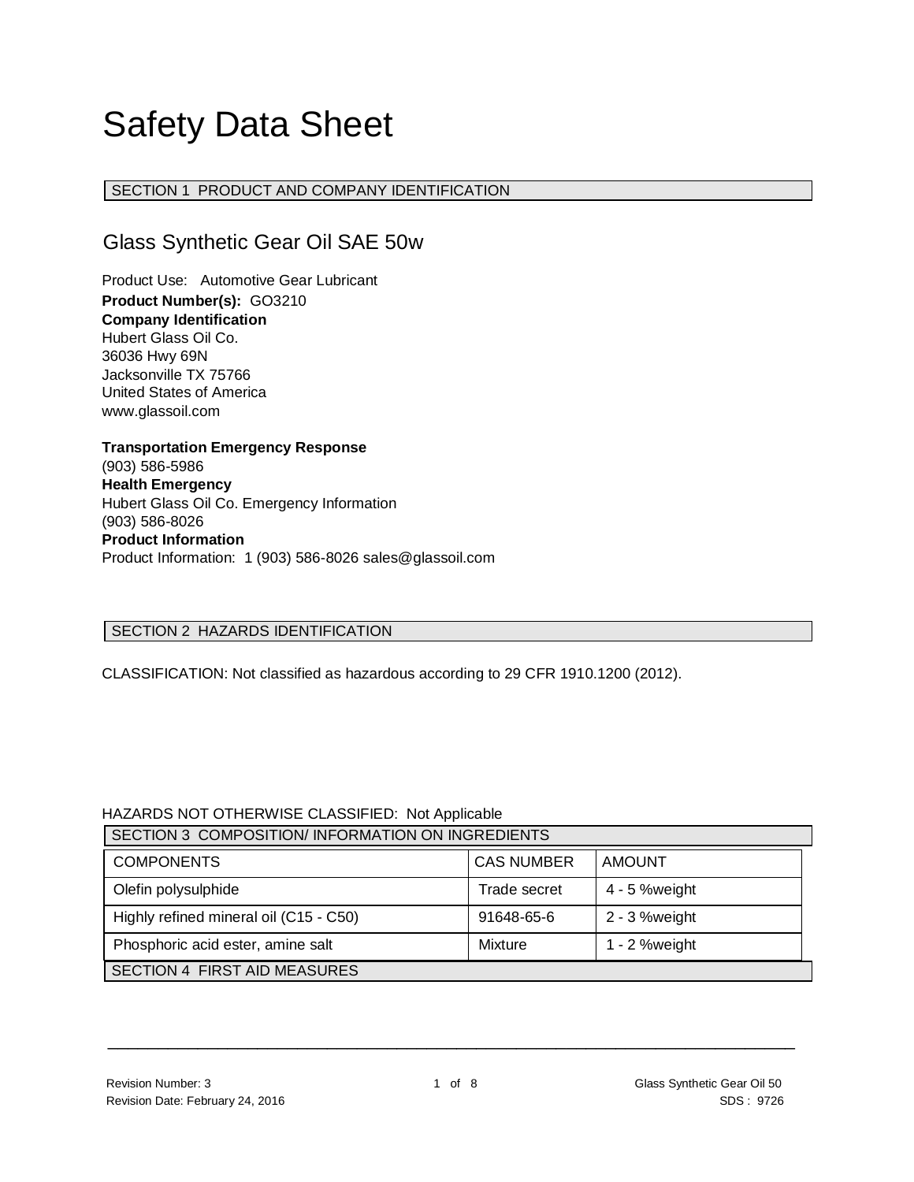# Safety Data Sheet

## SECTION 1 PRODUCT AND COMPANY IDENTIFICATION

### Glass Synthetic Gear Oil SAE 50w

Product Use: Automotive Gear Lubricant
**Product Number(s):** GO3210
**Company Identification**
Hubert Glass Oil Co.
36036 Hwy 69N
Jacksonville TX 75766
United States of America
www.glassoil.com

**Transportation Emergency Response**
(903) 586-5986
**Health Emergency**
Hubert Glass Oil Co. Emergency Information
(903) 586-8026
**Product Information**
Product Information: 1 (903) 586-8026 sales@glassoil.com

## SECTION 2 HAZARDS IDENTIFICATION

CLASSIFICATION: Not classified as hazardous according to 29 CFR 1910.1200 (2012).

HAZARDS NOT OTHERWISE CLASSIFIED: Not Applicable

## SECTION 3 COMPOSITION/ INFORMATION ON INGREDIENTS

| COMPONENTS | CAS NUMBER | AMOUNT |
|---|---|---|
| Olefin polysulphide | Trade secret | 4 - 5 %weight |
| Highly refined mineral oil (C15 - C50) | 91648-65-6 | 2 - 3 %weight |
| Phosphoric acid ester, amine salt | Mixture | 1 - 2 %weight |

## SECTION 4 FIRST AID MEASURES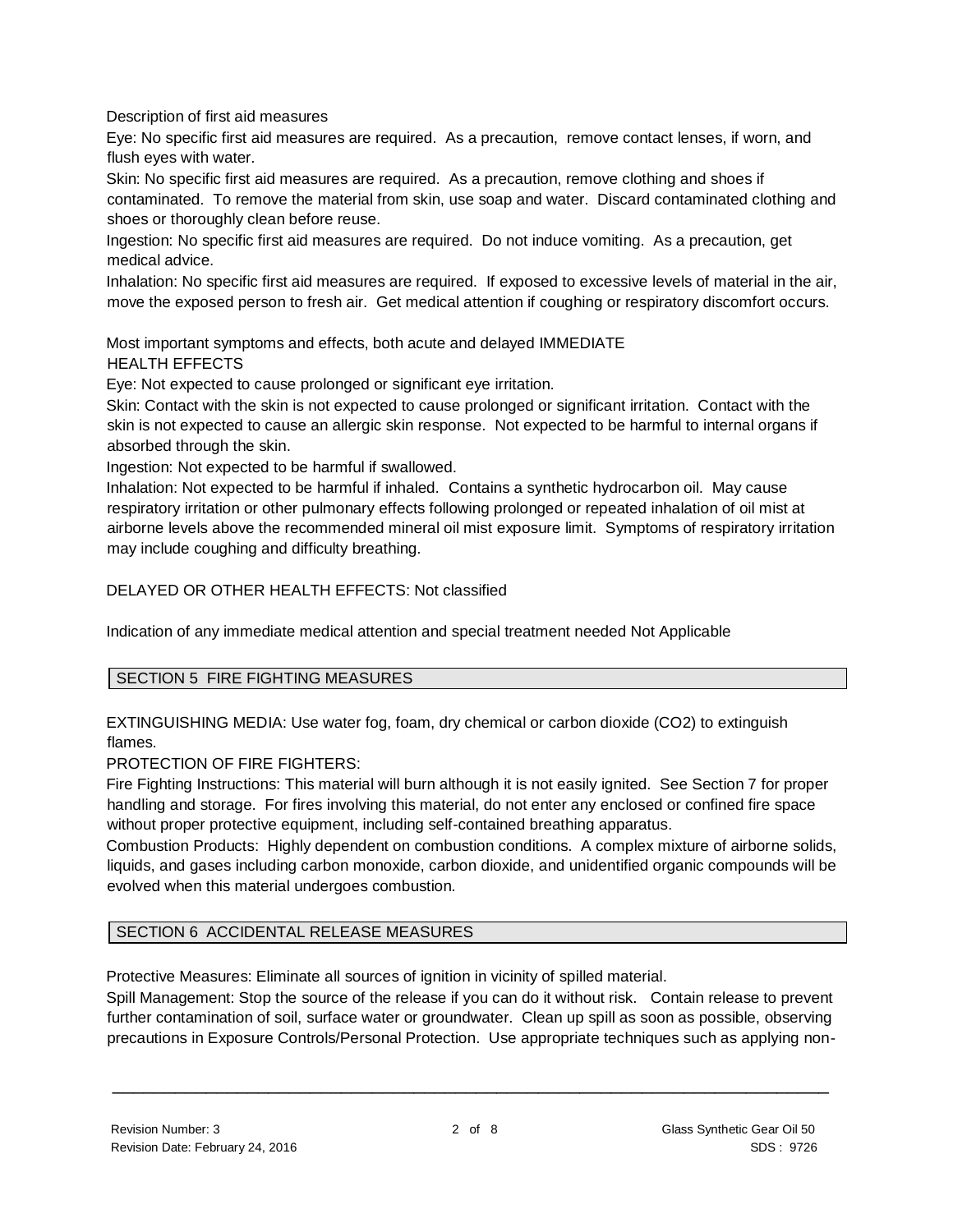Description of first aid measures

Eye: No specific first aid measures are required. As a precaution, remove contact lenses, if worn, and flush eyes with water.

Skin: No specific first aid measures are required. As a precaution, remove clothing and shoes if contaminated. To remove the material from skin, use soap and water. Discard contaminated clothing and shoes or thoroughly clean before reuse.

Ingestion: No specific first aid measures are required. Do not induce vomiting. As a precaution, get medical advice.

Inhalation: No specific first aid measures are required. If exposed to excessive levels of material in the air, move the exposed person to fresh air. Get medical attention if coughing or respiratory discomfort occurs.

Most important symptoms and effects, both acute and delayed IMMEDIATE HEALTH EFFECTS

Eye: Not expected to cause prolonged or significant eye irritation.

Skin: Contact with the skin is not expected to cause prolonged or significant irritation. Contact with the skin is not expected to cause an allergic skin response. Not expected to be harmful to internal organs if absorbed through the skin.

Ingestion: Not expected to be harmful if swallowed.

Inhalation: Not expected to be harmful if inhaled. Contains a synthetic hydrocarbon oil. May cause respiratory irritation or other pulmonary effects following prolonged or repeated inhalation of oil mist at airborne levels above the recommended mineral oil mist exposure limit. Symptoms of respiratory irritation may include coughing and difficulty breathing.

DELAYED OR OTHER HEALTH EFFECTS: Not classified

Indication of any immediate medical attention and special treatment needed Not Applicable

## SECTION 5 FIRE FIGHTING MEASURES

EXTINGUISHING MEDIA: Use water fog, foam, dry chemical or carbon dioxide ($CO_2$) to extinguish flames.

PROTECTION OF FIRE FIGHTERS:

Fire Fighting Instructions: This material will burn although it is not easily ignited. See Section 7 for proper handling and storage. For fires involving this material, do not enter any enclosed or confined fire space without proper protective equipment, including self-contained breathing apparatus.

Combustion Products: Highly dependent on combustion conditions. A complex mixture of airborne solids, liquids, and gases including carbon monoxide, carbon dioxide, and unidentified organic compounds will be evolved when this material undergoes combustion.

## SECTION 6 ACCIDENTAL RELEASE MEASURES

Protective Measures: Eliminate all sources of ignition in vicinity of spilled material.

Spill Management: Stop the source of the release if you can do it without risk. Contain release to prevent further contamination of soil, surface water or groundwater. Clean up spill as soon as possible, observing precautions in Exposure Controls/Personal Protection. Use appropriate techniques such as applying non-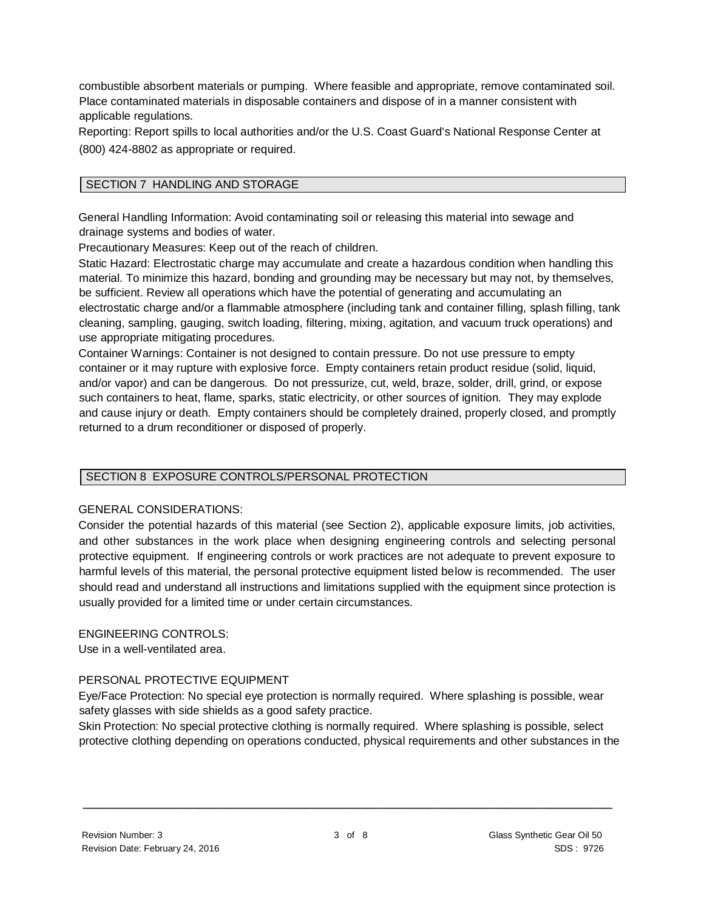combustible absorbent materials or pumping. Where feasible and appropriate, remove contaminated soil. Place contaminated materials in disposable containers and dispose of in a manner consistent with applicable regulations.

Reporting: Report spills to local authorities and/or the U.S. Coast Guard's National Response Center at (800) 424-8802 as appropriate or required.

## SECTION 7 HANDLING AND STORAGE

General Handling Information: Avoid contaminating soil or releasing this material into sewage and drainage systems and bodies of water.

Precautionary Measures: Keep out of the reach of children.

Static Hazard: Electrostatic charge may accumulate and create a hazardous condition when handling this material. To minimize this hazard, bonding and grounding may be necessary but may not, by themselves, be sufficient. Review all operations which have the potential of generating and accumulating an electrostatic charge and/or a flammable atmosphere (including tank and container filling, splash filling, tank cleaning, sampling, gauging, switch loading, filtering, mixing, agitation, and vacuum truck operations) and use appropriate mitigating procedures.

Container Warnings: Container is not designed to contain pressure. Do not use pressure to empty container or it may rupture with explosive force. Empty containers retain product residue (solid, liquid, and/or vapor) and can be dangerous. Do not pressurize, cut, weld, braze, solder, drill, grind, or expose such containers to heat, flame, sparks, static electricity, or other sources of ignition. They may explode and cause injury or death. Empty containers should be completely drained, properly closed, and promptly returned to a drum reconditioner or disposed of properly.

## SECTION 8 EXPOSURE CONTROLS/PERSONAL PROTECTION

GENERAL CONSIDERATIONS:

Consider the potential hazards of this material (see Section 2), applicable exposure limits, job activities, and other substances in the work place when designing engineering controls and selecting personal protective equipment. If engineering controls or work practices are not adequate to prevent exposure to harmful levels of this material, the personal protective equipment listed below is recommended. The user should read and understand all instructions and limitations supplied with the equipment since protection is usually provided for a limited time or under certain circumstances.

ENGINEERING CONTROLS:

Use in a well-ventilated area.

PERSONAL PROTECTIVE EQUIPMENT

Eye/Face Protection: No special eye protection is normally required. Where splashing is possible, wear safety glasses with side shields as a good safety practice.

Skin Protection: No special protective clothing is normally required. Where splashing is possible, select protective clothing depending on operations conducted, physical requirements and other substances in the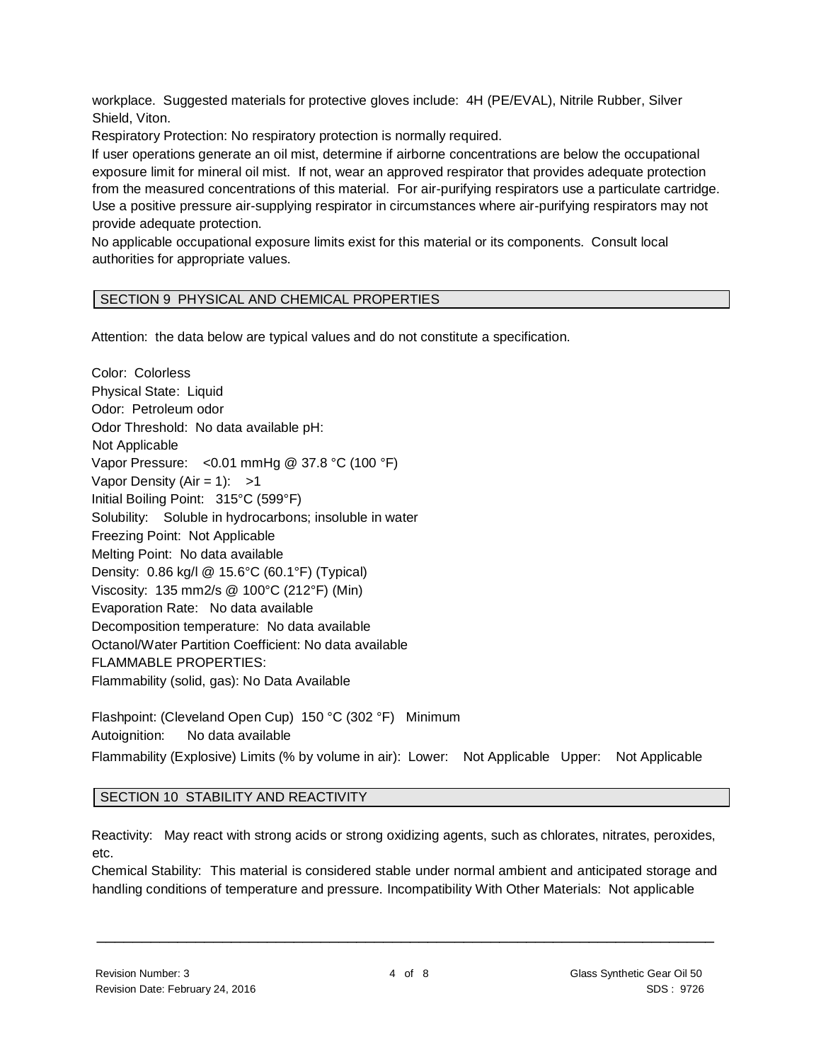workplace. Suggested materials for protective gloves include: 4H (PE/EVAL), Nitrile Rubber, Silver Shield, Viton.

Respiratory Protection: No respiratory protection is normally required.

If user operations generate an oil mist, determine if airborne concentrations are below the occupational exposure limit for mineral oil mist. If not, wear an approved respirator that provides adequate protection from the measured concentrations of this material. For air-purifying respirators use a particulate cartridge. Use a positive pressure air-supplying respirator in circumstances where air-purifying respirators may not provide adequate protection.

No applicable occupational exposure limits exist for this material or its components. Consult local authorities for appropriate values.

## SECTION 9 PHYSICAL AND CHEMICAL PROPERTIES

Attention: the data below are typical values and do not constitute a specification.

Color: Colorless
Physical State: Liquid
Odor: Petroleum odor
Odor Threshold: No data available pH:
Not Applicable
Vapor Pressure: <0.01 mmHg @ 37.8 °C (100 °F)
Vapor Density (Air = 1): >1
Initial Boiling Point: 315°C (599°F)
Solubility: Soluble in hydrocarbons; insoluble in water
Freezing Point: Not Applicable
Melting Point: No data available
Density: 0.86 kg/l @ 15.6°C (60.1°F) (Typical)
Viscosity: 135 mm2/s @ 100°C (212°F) (Min)
Evaporation Rate: No data available
Decomposition temperature: No data available
Octanol/Water Partition Coefficient: No data available
FLAMMABLE PROPERTIES:
Flammability (solid, gas): No Data Available

Flashpoint: (Cleveland Open Cup) 150 °C (302 °F) Minimum
Autoignition: No data available
Flammability (Explosive) Limits (% by volume in air): Lower: Not Applicable Upper: Not Applicable

## SECTION 10 STABILITY AND REACTIVITY

Reactivity: May react with strong acids or strong oxidizing agents, such as chlorates, nitrates, peroxides, etc.

Chemical Stability: This material is considered stable under normal ambient and anticipated storage and handling conditions of temperature and pressure. Incompatibility With Other Materials: Not applicable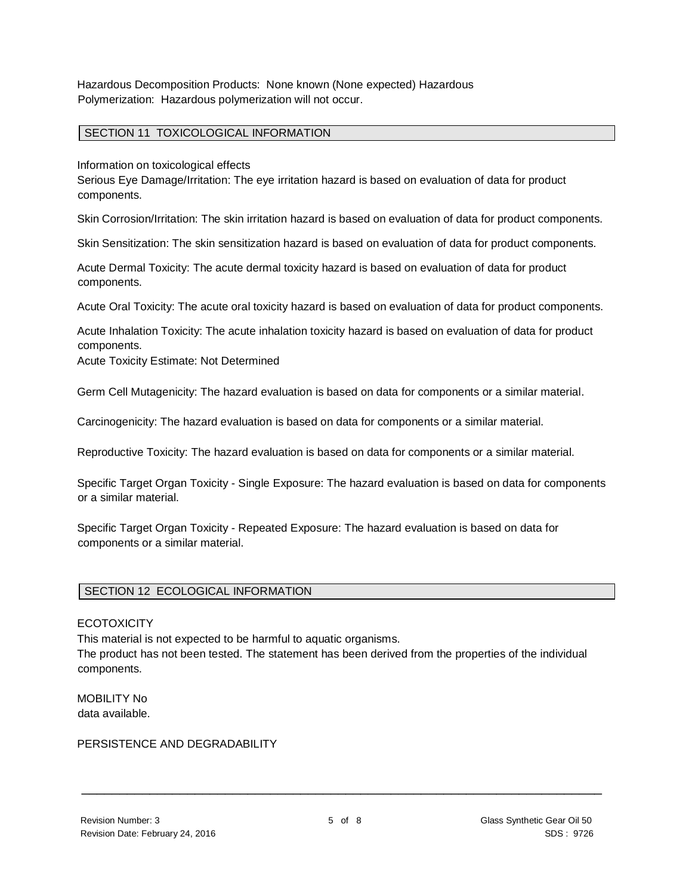Hazardous Decomposition Products: None known (None expected) Hazardous Polymerization: Hazardous polymerization will not occur.

## SECTION 11 TOXICOLOGICAL INFORMATION

Information on toxicological effects

Serious Eye Damage/Irritation: The eye irritation hazard is based on evaluation of data for product components.

Skin Corrosion/Irritation: The skin irritation hazard is based on evaluation of data for product components.

Skin Sensitization: The skin sensitization hazard is based on evaluation of data for product components.

Acute Dermal Toxicity: The acute dermal toxicity hazard is based on evaluation of data for product components.

Acute Oral Toxicity: The acute oral toxicity hazard is based on evaluation of data for product components.

Acute Inhalation Toxicity: The acute inhalation toxicity hazard is based on evaluation of data for product components.

Acute Toxicity Estimate: Not Determined

Germ Cell Mutagenicity: The hazard evaluation is based on data for components or a similar material.

Carcinogenicity: The hazard evaluation is based on data for components or a similar material.

Reproductive Toxicity: The hazard evaluation is based on data for components or a similar material.

Specific Target Organ Toxicity - Single Exposure: The hazard evaluation is based on data for components or a similar material.

Specific Target Organ Toxicity - Repeated Exposure: The hazard evaluation is based on data for components or a similar material.

## SECTION 12 ECOLOGICAL INFORMATION

ECOTOXICITY

This material is not expected to be harmful to aquatic organisms.

The product has not been tested. The statement has been derived from the properties of the individual components.

MOBILITY No data available.

PERSISTENCE AND DEGRADABILITY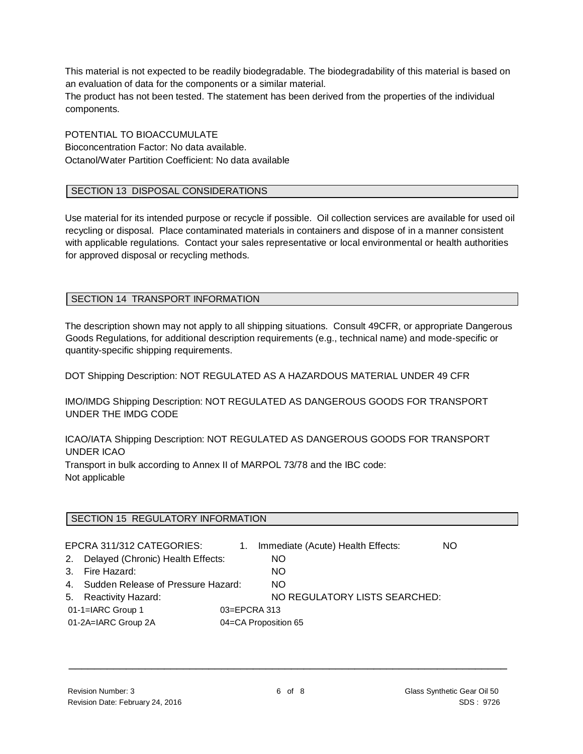This material is not expected to be readily biodegradable. The biodegradability of this material is based on an evaluation of data for the components or a similar material.
The product has not been tested. The statement has been derived from the properties of the individual components.

POTENTIAL TO BIOACCUMULATE
Bioconcentration Factor: No data available.
Octanol/Water Partition Coefficient: No data available

## SECTION 13 DISPOSAL CONSIDERATIONS

Use material for its intended purpose or recycle if possible. Oil collection services are available for used oil recycling or disposal. Place contaminated materials in containers and dispose of in a manner consistent with applicable regulations. Contact your sales representative or local environmental or health authorities for approved disposal or recycling methods.

## SECTION 14 TRANSPORT INFORMATION

The description shown may not apply to all shipping situations. Consult 49CFR, or appropriate Dangerous Goods Regulations, for additional description requirements (e.g., technical name) and mode-specific or quantity-specific shipping requirements.

DOT Shipping Description: NOT REGULATED AS A HAZARDOUS MATERIAL UNDER 49 CFR

IMO/IMDG Shipping Description: NOT REGULATED AS DANGEROUS GOODS FOR TRANSPORT UNDER THE IMDG CODE

ICAO/IATA Shipping Description: NOT REGULATED AS DANGEROUS GOODS FOR TRANSPORT UNDER ICAO
Transport in bulk according to Annex II of MARPOL 73/78 and the IBC code:
Not applicable

## SECTION 15 REGULATORY INFORMATION

EPCRA 311/312 CATEGORIES:

1. Immediate (Acute) Health Effects: NO
2. Delayed (Chronic) Health Effects: NO
3. Fire Hazard: NO
4. Sudden Release of Pressure Hazard: NO
5. Reactivity Hazard: NO

REGULATORY LISTS SEARCHED:

| | |
|---|---|
| 01-1=IARC Group 1 | 03=EPCRA 313 |
| 01-2A=IARC Group 2A | 04=CA Proposition 65 |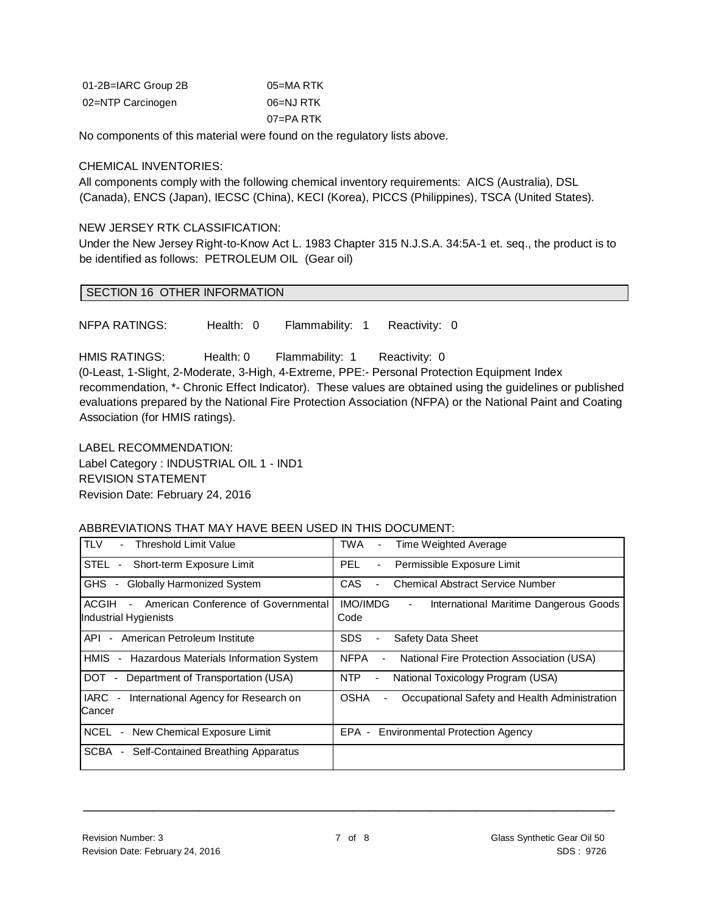| | |
|---|---|
| 01-2B=IARC Group 2B | 05=MA RTK |
| 02=NTP Carcinogen | 06=NJ RTK |
| | 07=PA RTK |

No components of this material were found on the regulatory lists above.

CHEMICAL INVENTORIES:
All components comply with the following chemical inventory requirements: AICS (Australia), DSL (Canada), ENCS (Japan), IECSC (China), KECI (Korea), PICCS (Philippines), TSCA (United States).

NEW JERSEY RTK CLASSIFICATION:
Under the New Jersey Right-to-Know Act L. 1983 Chapter 315 N.J.S.A. 34:5A-1 et. seq., the product is to be identified as follows: PETROLEUM OIL (Gear oil)

## SECTION 16 OTHER INFORMATION

NFPA RATINGS: Health: 0 Flammability: 1 Reactivity: 0

HMIS RATINGS: Health: 0 Flammability: 1 Reactivity: 0
(0-Least, 1-Slight, 2-Moderate, 3-High, 4-Extreme, PPE:- Personal Protection Equipment Index recommendation, *- Chronic Effect Indicator). These values are obtained using the guidelines or published evaluations prepared by the National Fire Protection Association (NFPA) or the National Paint and Coating Association (for HMIS ratings).

LABEL RECOMMENDATION:
Label Category : INDUSTRIAL OIL 1 - IND1
REVISION STATEMENT
Revision Date: February 24, 2016

ABBREVIATIONS THAT MAY HAVE BEEN USED IN THIS DOCUMENT:

| | |
|---|---|
| TLV - Threshold Limit Value | TWA - Time Weighted Average |
| STEL - Short-term Exposure Limit | PEL - Permissible Exposure Limit |
| GHS - Globally Harmonized System | CAS - Chemical Abstract Service Number |
| ACGIH - American Conference of Governmental Industrial Hygienists | IMO/IMDG - International Maritime Dangerous Goods Code |
| API - American Petroleum Institute | SDS - Safety Data Sheet |
| HMIS - Hazardous Materials Information System | NFPA - National Fire Protection Association (USA) |
| DOT - Department of Transportation (USA) | NTP - National Toxicology Program (USA) |
| IARC - International Agency for Research on Cancer | OSHA - Occupational Safety and Health Administration |
| NCEL - New Chemical Exposure Limit | EPA - Environmental Protection Agency |
| SCBA - Self-Contained Breathing Apparatus | |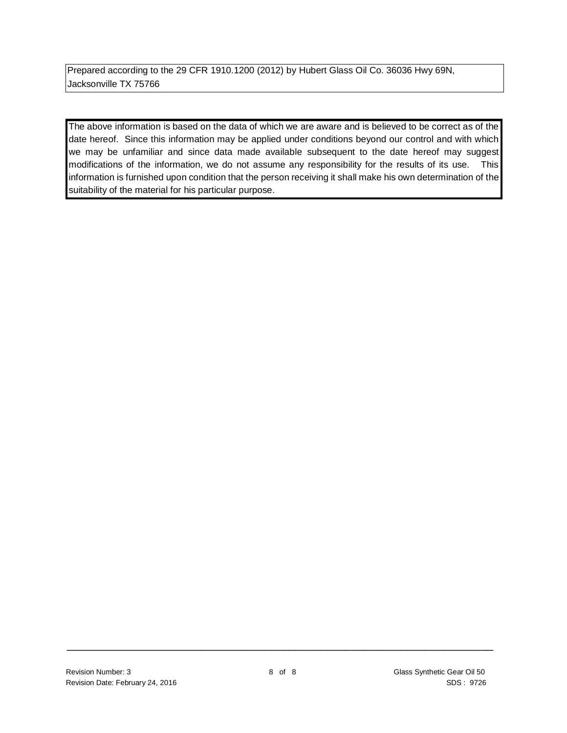Prepared according to the 29 CFR 1910.1200 (2012) by Hubert Glass Oil Co. 36036 Hwy 69N, Jacksonville TX 75766

The above information is based on the data of which we are aware and is believed to be correct as of the date hereof. Since this information may be applied under conditions beyond our control and with which we may be unfamiliar and since data made available subsequent to the date hereof may suggest modifications of the information, we do not assume any responsibility for the results of its use. This information is furnished upon condition that the person receiving it shall make his own determination of the suitability of the material for his particular purpose.